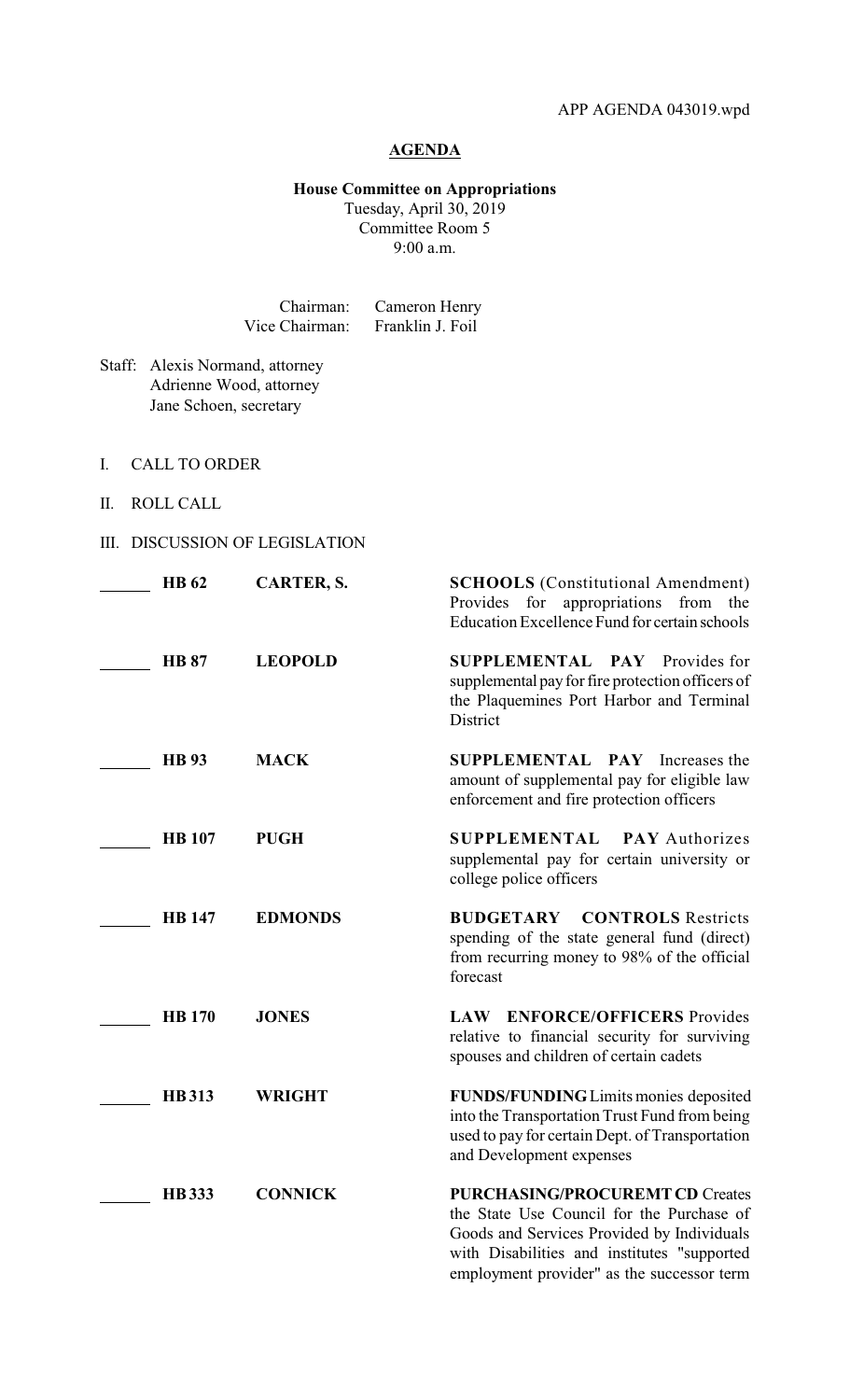APP AGENDA 043019.wpd

# AGENDA

**House Committee on Appropriations**
Tuesday, April 30, 2019
Committee Room 5
9:00 a.m.

Chairman: Cameron Henry
Vice Chairman: Franklin J. Foil

Staff: Alexis Normand, attorney
Adrienne Wood, attorney
Jane Schoen, secretary

I. CALL TO ORDER

II. ROLL CALL

III. DISCUSSION OF LEGISLATION

| | Bill | Author | Description |
|---|---|---|---|
| ______ | **HB 62** | **CARTER, S.** | **SCHOOLS** (Constitutional Amendment) Provides for appropriations from the Education Excellence Fund for certain schools |
| ______ | **HB 87** | **LEOPOLD** | **SUPPLEMENTAL PAY** Provides for supplemental pay for fire protection officers of the Plaquemines Port Harbor and Terminal District |
| ______ | **HB 93** | **MACK** | **SUPPLEMENTAL PAY** Increases the amount of supplemental pay for eligible law enforcement and fire protection officers |
| ______ | **HB 107** | **PUGH** | **SUPPLEMENTAL PAY** Authorizes supplemental pay for certain university or college police officers |
| ______ | **HB 147** | **EDMONDS** | **BUDGETARY CONTROLS** Restricts spending of the state general fund (direct) from recurring money to 98% of the official forecast |
| ______ | **HB 170** | **JONES** | **LAW ENFORCE/OFFICERS** Provides relative to financial security for surviving spouses and children of certain cadets |
| ______ | **HB 313** | **WRIGHT** | **FUNDS/FUNDING** Limits monies deposited into the Transportation Trust Fund from being used to pay for certain Dept. of Transportation and Development expenses |
| ______ | **HB 333** | **CONNICK** | **PURCHASING/PROCUREMT CD** Creates the State Use Council for the Purchase of Goods and Services Provided by Individuals with Disabilities and institutes "supported employment provider" as the successor term |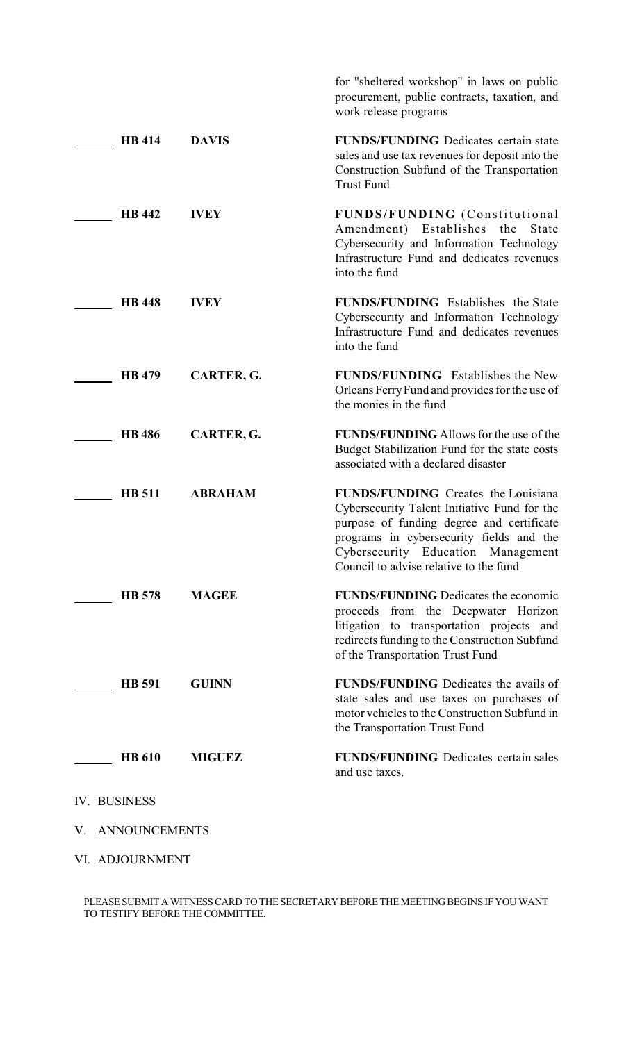for "sheltered workshop" in laws on public procurement, public contracts, taxation, and work release programs

| | | | |
|---|---|---|---|
| ______ | **HB 414** | **DAVIS** | **FUNDS/FUNDING** Dedicates certain state sales and use tax revenues for deposit into the Construction Subfund of the Transportation Trust Fund |
| ______ | **HB 442** | **IVEY** | **FUNDS/FUNDING** (Constitutional Amendment) Establishes the State Cybersecurity and Information Technology Infrastructure Fund and dedicates revenues into the fund |
| ______ | **HB 448** | **IVEY** | **FUNDS/FUNDING** Establishes the State Cybersecurity and Information Technology Infrastructure Fund and dedicates revenues into the fund |
| ______ | **HB 479** | **CARTER, G.** | **FUNDS/FUNDING** Establishes the New Orleans Ferry Fund and provides for the use of the monies in the fund |
| ______ | **HB 486** | **CARTER, G.** | **FUNDS/FUNDING** Allows for the use of the Budget Stabilization Fund for the state costs associated with a declared disaster |
| ______ | **HB 511** | **ABRAHAM** | **FUNDS/FUNDING** Creates the Louisiana Cybersecurity Talent Initiative Fund for the purpose of funding degree and certificate programs in cybersecurity fields and the Cybersecurity Education Management Council to advise relative to the fund |
| ______ | **HB 578** | **MAGEE** | **FUNDS/FUNDING** Dedicates the economic proceeds from the Deepwater Horizon litigation to transportation projects and redirects funding to the Construction Subfund of the Transportation Trust Fund |
| ______ | **HB 591** | **GUINN** | **FUNDS/FUNDING** Dedicates the avails of state sales and use taxes on purchases of motor vehicles to the Construction Subfund in the Transportation Trust Fund |
| ______ | **HB 610** | **MIGUEZ** | **FUNDS/FUNDING** Dedicates certain sales and use taxes. |

IV. BUSINESS

V. ANNOUNCEMENTS

VI. ADJOURNMENT

PLEASE SUBMIT A WITNESS CARD TO THE SECRETARY BEFORE THE MEETING BEGINS IF YOU WANT TO TESTIFY BEFORE THE COMMITTEE.